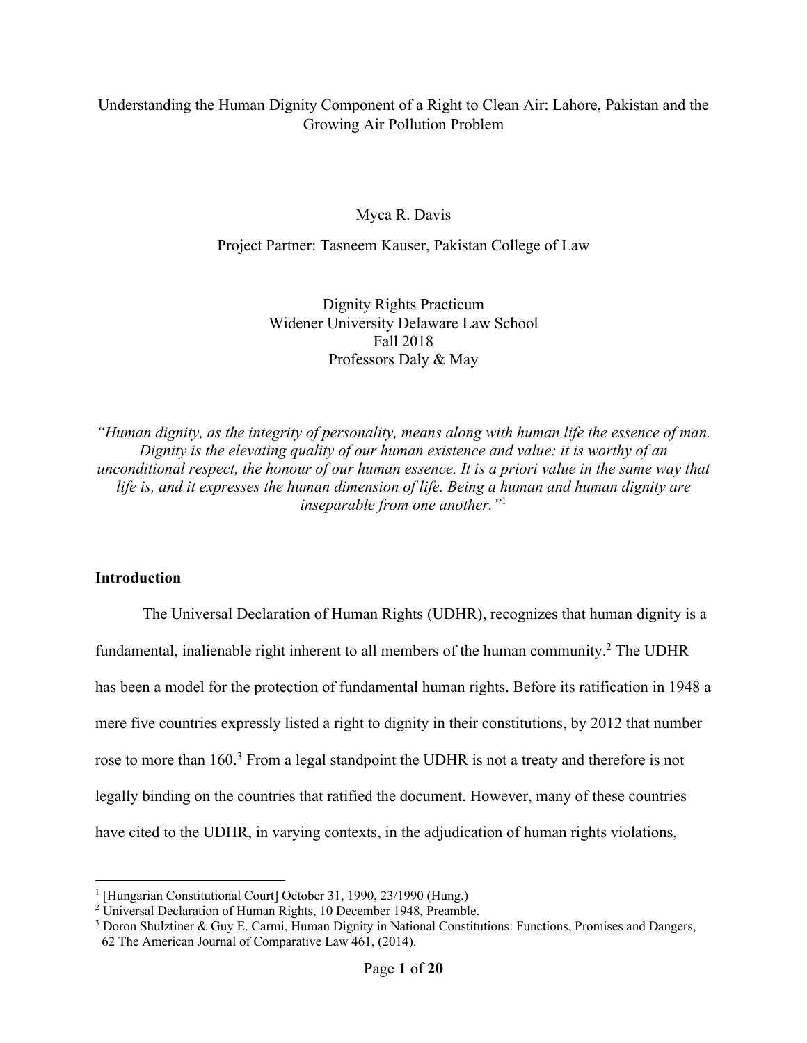Understanding the Human Dignity Component of a Right to Clean Air: Lahore, Pakistan and the Growing Air Pollution Problem

Myca R. Davis

Project Partner: Tasneem Kauser, Pakistan College of Law

Dignity Rights Practicum
Widener University Delaware Law School
Fall 2018
Professors Daly & May

*"Human dignity, as the integrity of personality, means along with human life the essence of man. Dignity is the elevating quality of our human existence and value: it is worthy of an unconditional respect, the honour of our human essence. It is a priori value in the same way that life is, and it expresses the human dimension of life. Being a human and human dignity are inseparable from one another."*[1]

## Introduction

The Universal Declaration of Human Rights (UDHR), recognizes that human dignity is a fundamental, inalienable right inherent to all members of the human community.[2] The UDHR has been a model for the protection of fundamental human rights. Before its ratification in 1948 a mere five countries expressly listed a right to dignity in their constitutions, by 2012 that number rose to more than 160.[3] From a legal standpoint the UDHR is not a treaty and therefore is not legally binding on the countries that ratified the document. However, many of these countries have cited to the UDHR, in varying contexts, in the adjudication of human rights violations,

---

[1] [Hungarian Constitutional Court] October 31, 1990, 23/1990 (Hung.)

[2] Universal Declaration of Human Rights, 10 December 1948, Preamble.

[3] Doron Shulztiner & Guy E. Carmi, Human Dignity in National Constitutions: Functions, Promises and Dangers, 62 The American Journal of Comparative Law 461, (2014).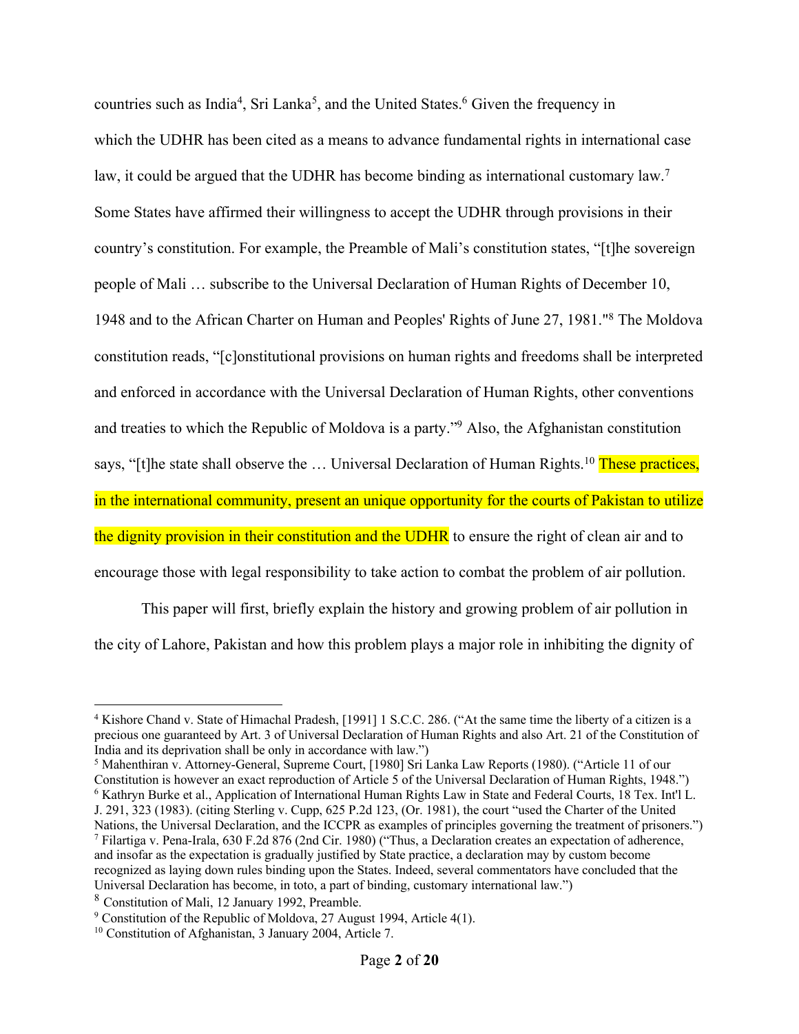countries such as India[4], Sri Lanka[5], and the United States.[6] Given the frequency in which the UDHR has been cited as a means to advance fundamental rights in international case law, it could be argued that the UDHR has become binding as international customary law.[7] Some States have affirmed their willingness to accept the UDHR through provisions in their country's constitution. For example, the Preamble of Mali's constitution states, "[t]he sovereign people of Mali … subscribe to the Universal Declaration of Human Rights of December 10, 1948 and to the African Charter on Human and Peoples' Rights of June 27, 1981."[8] The Moldova constitution reads, "[c]onstitutional provisions on human rights and freedoms shall be interpreted and enforced in accordance with the Universal Declaration of Human Rights, other conventions and treaties to which the Republic of Moldova is a party."[9] Also, the Afghanistan constitution says, "[t]he state shall observe the … Universal Declaration of Human Rights.[10] These practices, in the international community, present an unique opportunity for the courts of Pakistan to utilize the dignity provision in their constitution and the UDHR to ensure the right of clean air and to encourage those with legal responsibility to take action to combat the problem of air pollution.

This paper will first, briefly explain the history and growing problem of air pollution in the city of Lahore, Pakistan and how this problem plays a major role in inhibiting the dignity of

---

[4] Kishore Chand v. State of Himachal Pradesh, [1991] 1 S.C.C. 286. ("At the same time the liberty of a citizen is a precious one guaranteed by Art. 3 of Universal Declaration of Human Rights and also Art. 21 of the Constitution of India and its deprivation shall be only in accordance with law.")

[5] Mahenthiran v. Attorney-General, Supreme Court, [1980] Sri Lanka Law Reports (1980). ("Article 11 of our Constitution is however an exact reproduction of Article 5 of the Universal Declaration of Human Rights, 1948.")

[6] Kathryn Burke et al., Application of International Human Rights Law in State and Federal Courts, 18 Tex. Int'l L. J. 291, 323 (1983). (citing Sterling v. Cupp, 625 P.2d 123, (Or. 1981), the court "used the Charter of the United Nations, the Universal Declaration, and the ICCPR as examples of principles governing the treatment of prisoners.")

[7] Filartiga v. Pena-Irala, 630 F.2d 876 (2nd Cir. 1980) ("Thus, a Declaration creates an expectation of adherence, and insofar as the expectation is gradually justified by State practice, a declaration may by custom become recognized as laying down rules binding upon the States. Indeed, several commentators have concluded that the Universal Declaration has become, in toto, a part of binding, customary international law.")

[8] Constitution of Mali, 12 January 1992, Preamble.

[9] Constitution of the Republic of Moldova, 27 August 1994, Article 4(1).

[10] Constitution of Afghanistan, 3 January 2004, Article 7.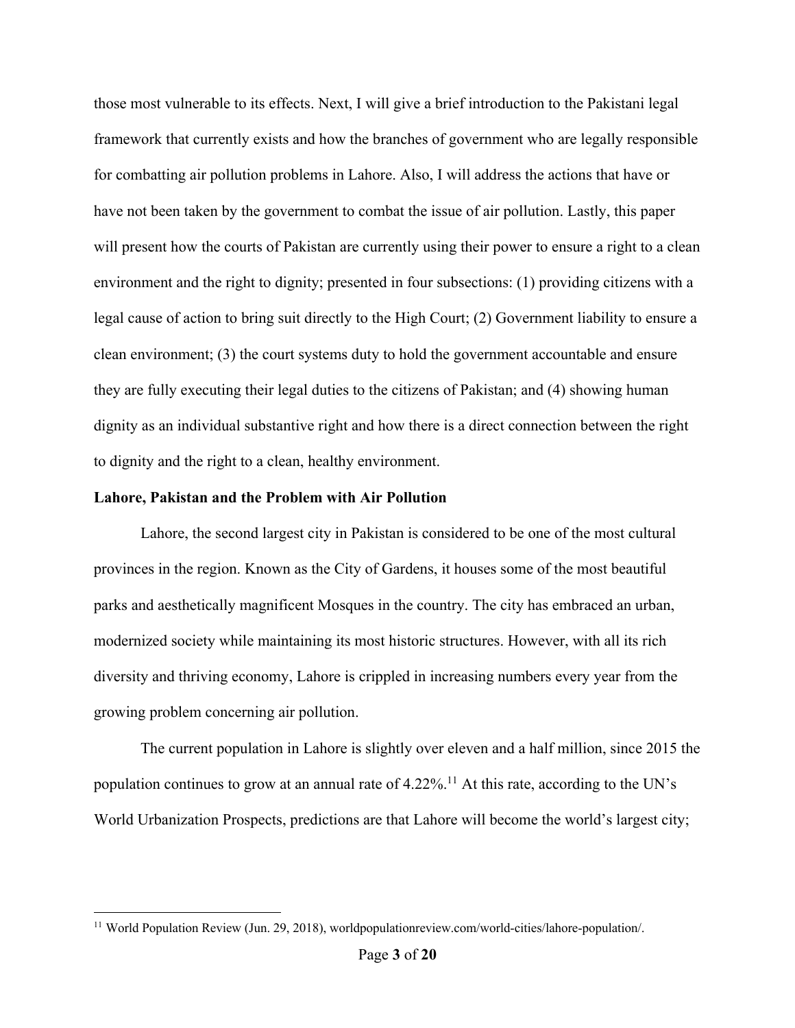those most vulnerable to its effects. Next, I will give a brief introduction to the Pakistani legal framework that currently exists and how the branches of government who are legally responsible for combatting air pollution problems in Lahore. Also, I will address the actions that have or have not been taken by the government to combat the issue of air pollution. Lastly, this paper will present how the courts of Pakistan are currently using their power to ensure a right to a clean environment and the right to dignity; presented in four subsections: (1) providing citizens with a legal cause of action to bring suit directly to the High Court; (2) Government liability to ensure a clean environment; (3) the court systems duty to hold the government accountable and ensure they are fully executing their legal duties to the citizens of Pakistan; and (4) showing human dignity as an individual substantive right and how there is a direct connection between the right to dignity and the right to a clean, healthy environment.

**Lahore, Pakistan and the Problem with Air Pollution**

Lahore, the second largest city in Pakistan is considered to be one of the most cultural provinces in the region. Known as the City of Gardens, it houses some of the most beautiful parks and aesthetically magnificent Mosques in the country. The city has embraced an urban, modernized society while maintaining its most historic structures. However, with all its rich diversity and thriving economy, Lahore is crippled in increasing numbers every year from the growing problem concerning air pollution.

The current population in Lahore is slightly over eleven and a half million, since 2015 the population continues to grow at an annual rate of 4.22%.[11] At this rate, according to the UN's World Urbanization Prospects, predictions are that Lahore will become the world's largest city;

---

[11] World Population Review (Jun. 29, 2018), worldpopulationreview.com/world-cities/lahore-population/.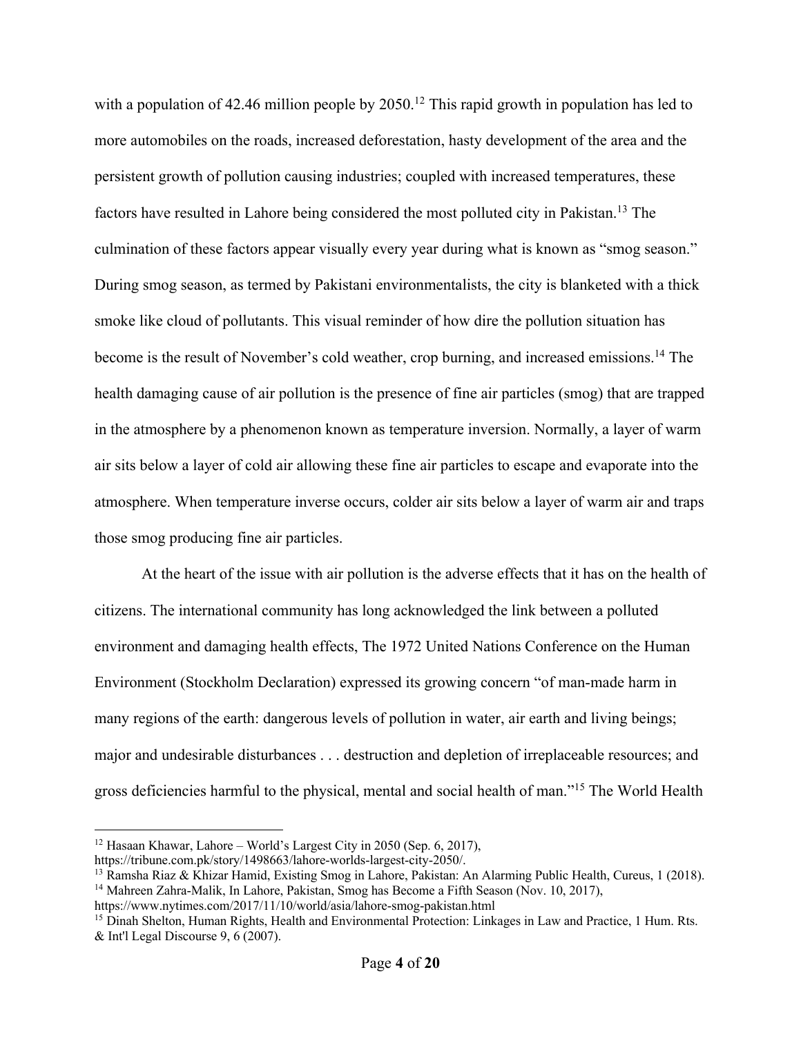with a population of 42.46 million people by 2050.[12] This rapid growth in population has led to more automobiles on the roads, increased deforestation, hasty development of the area and the persistent growth of pollution causing industries; coupled with increased temperatures, these factors have resulted in Lahore being considered the most polluted city in Pakistan.[13] The culmination of these factors appear visually every year during what is known as "smog season." During smog season, as termed by Pakistani environmentalists, the city is blanketed with a thick smoke like cloud of pollutants. This visual reminder of how dire the pollution situation has become is the result of November's cold weather, crop burning, and increased emissions.[14] The health damaging cause of air pollution is the presence of fine air particles (smog) that are trapped in the atmosphere by a phenomenon known as temperature inversion. Normally, a layer of warm air sits below a layer of cold air allowing these fine air particles to escape and evaporate into the atmosphere. When temperature inverse occurs, colder air sits below a layer of warm air and traps those smog producing fine air particles.

At the heart of the issue with air pollution is the adverse effects that it has on the health of citizens. The international community has long acknowledged the link between a polluted environment and damaging health effects, The 1972 United Nations Conference on the Human Environment (Stockholm Declaration) expressed its growing concern "of man-made harm in many regions of the earth: dangerous levels of pollution in water, air earth and living beings; major and undesirable disturbances . . . destruction and depletion of irreplaceable resources; and gross deficiencies harmful to the physical, mental and social health of man."[15] The World Health

---

[12] Hasaan Khawar, Lahore – World's Largest City in 2050 (Sep. 6, 2017), https://tribune.com.pk/story/1498663/lahore-worlds-largest-city-2050/.

[13] Ramsha Riaz & Khizar Hamid, Existing Smog in Lahore, Pakistan: An Alarming Public Health, Cureus, 1 (2018).

[14] Mahreen Zahra-Malik, In Lahore, Pakistan, Smog has Become a Fifth Season (Nov. 10, 2017), https://www.nytimes.com/2017/11/10/world/asia/lahore-smog-pakistan.html

[15] Dinah Shelton, Human Rights, Health and Environmental Protection: Linkages in Law and Practice, 1 Hum. Rts. & Int'l Legal Discourse 9, 6 (2007).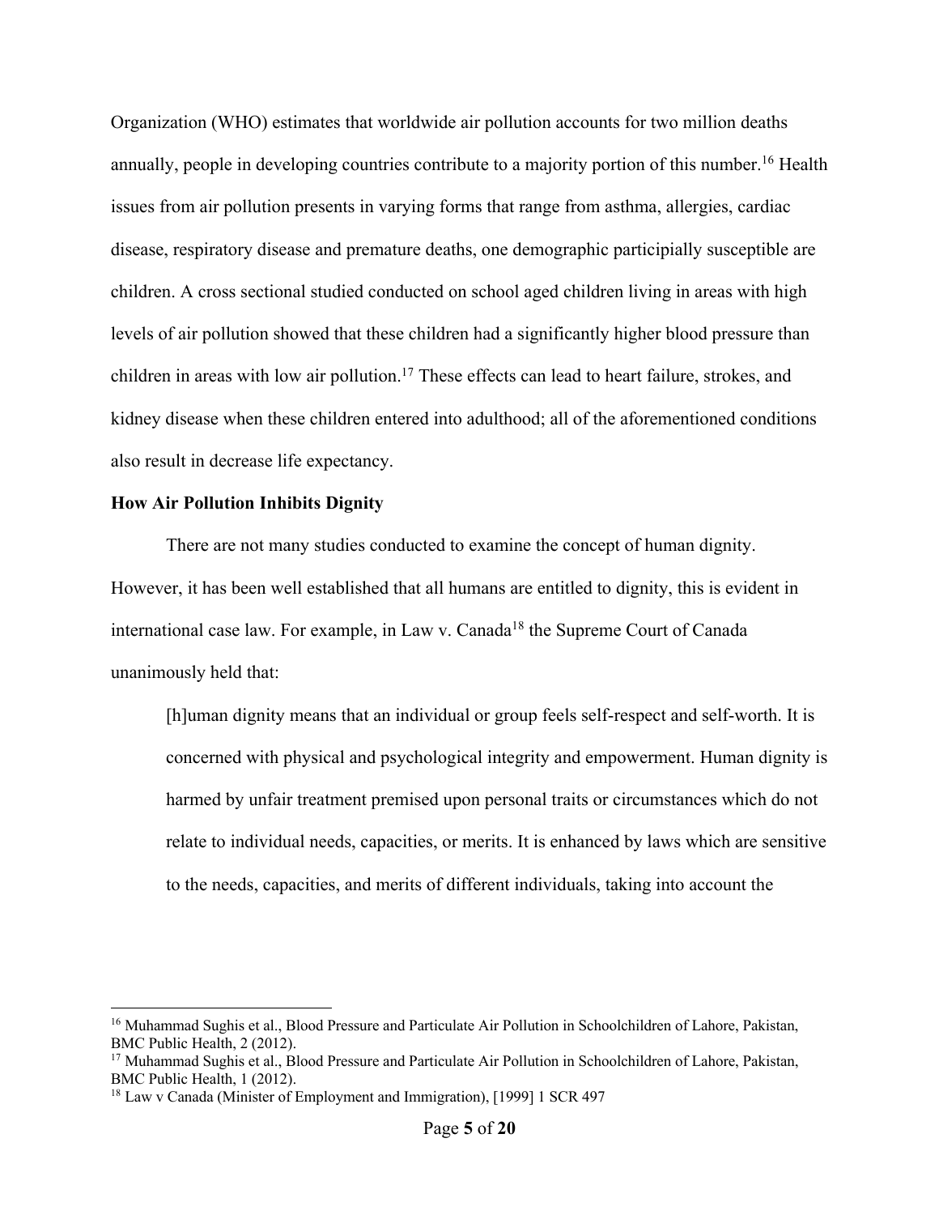Organization (WHO) estimates that worldwide air pollution accounts for two million deaths annually, people in developing countries contribute to a majority portion of this number.[16] Health issues from air pollution presents in varying forms that range from asthma, allergies, cardiac disease, respiratory disease and premature deaths, one demographic participially susceptible are children. A cross sectional studied conducted on school aged children living in areas with high levels of air pollution showed that these children had a significantly higher blood pressure than children in areas with low air pollution.[17] These effects can lead to heart failure, strokes, and kidney disease when these children entered into adulthood; all of the aforementioned conditions also result in decrease life expectancy.

**How Air Pollution Inhibits Dignity**

There are not many studies conducted to examine the concept of human dignity. However, it has been well established that all humans are entitled to dignity, this is evident in international case law. For example, in Law v. Canada[18] the Supreme Court of Canada unanimously held that:

> [h]uman dignity means that an individual or group feels self-respect and self-worth. It is concerned with physical and psychological integrity and empowerment. Human dignity is harmed by unfair treatment premised upon personal traits or circumstances which do not relate to individual needs, capacities, or merits. It is enhanced by laws which are sensitive to the needs, capacities, and merits of different individuals, taking into account the

---

[16] Muhammad Sughis et al., Blood Pressure and Particulate Air Pollution in Schoolchildren of Lahore, Pakistan, BMC Public Health, 2 (2012).

[17] Muhammad Sughis et al., Blood Pressure and Particulate Air Pollution in Schoolchildren of Lahore, Pakistan, BMC Public Health, 1 (2012).

[18] Law v Canada (Minister of Employment and Immigration), [1999] 1 SCR 497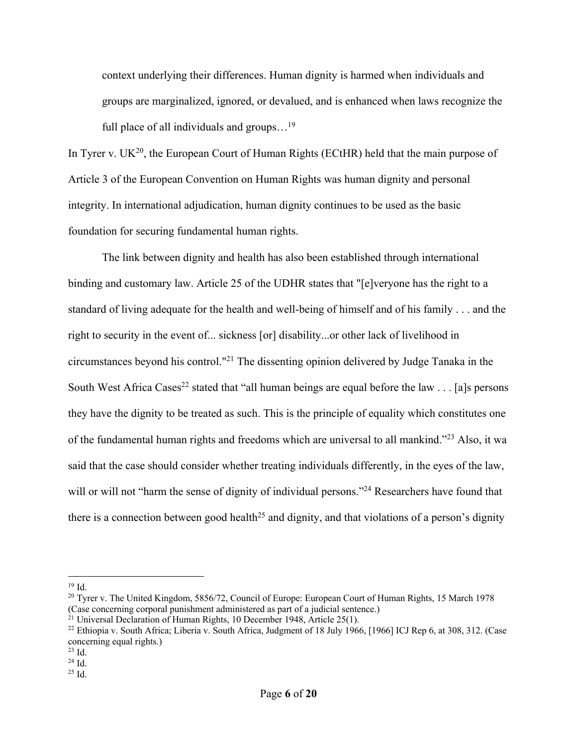context underlying their differences. Human dignity is harmed when individuals and groups are marginalized, ignored, or devalued, and is enhanced when laws recognize the full place of all individuals and groups…[19]

In Tyrer v. UK[20], the European Court of Human Rights (ECtHR) held that the main purpose of Article 3 of the European Convention on Human Rights was human dignity and personal integrity. In international adjudication, human dignity continues to be used as the basic foundation for securing fundamental human rights.

The link between dignity and health has also been established through international binding and customary law. Article 25 of the UDHR states that "[e]veryone has the right to a standard of living adequate for the health and well-being of himself and of his family . . . and the right to security in the event of... sickness [or] disability...or other lack of livelihood in circumstances beyond his control."[21] The dissenting opinion delivered by Judge Tanaka in the South West Africa Cases[22] stated that "all human beings are equal before the law . . . [a]s persons they have the dignity to be treated as such. This is the principle of equality which constitutes one of the fundamental human rights and freedoms which are universal to all mankind."[23] Also, it wa said that the case should consider whether treating individuals differently, in the eyes of the law, will or will not "harm the sense of dignity of individual persons."[24] Researchers have found that there is a connection between good health[25] and dignity, and that violations of a person's dignity

---

[19] Id.

[20] Tyrer v. The United Kingdom, 5856/72, Council of Europe: European Court of Human Rights, 15 March 1978 (Case concerning corporal punishment administered as part of a judicial sentence.)

[21] Universal Declaration of Human Rights, 10 December 1948, Article 25(1).

[22] Ethiopia v. South Africa; Liberia v. South Africa, Judgment of 18 July 1966, [1966] ICJ Rep 6, at 308, 312. (Case concerning equal rights.)

[23] Id.

[24] Id.

[25] Id.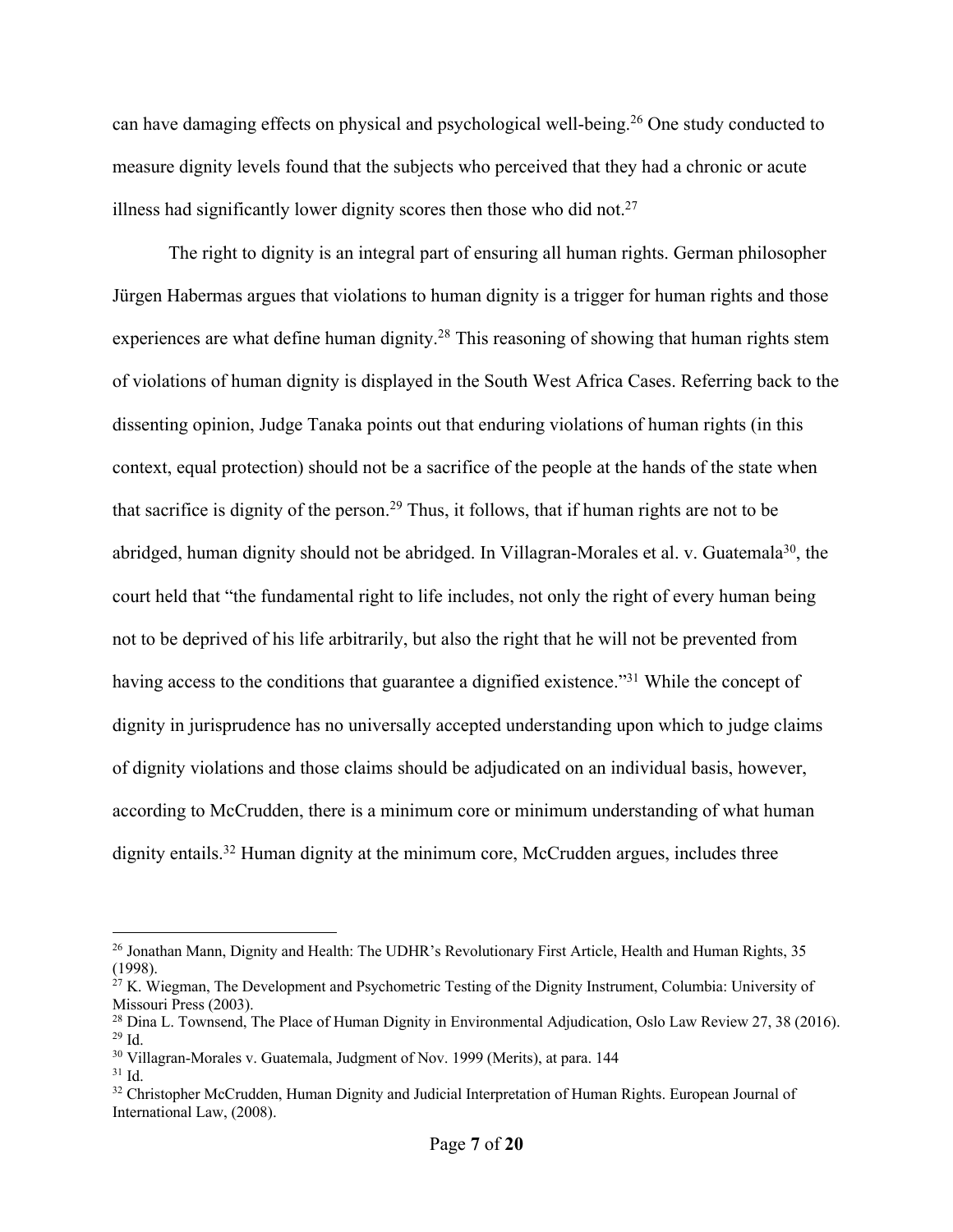can have damaging effects on physical and psychological well-being.[26] One study conducted to measure dignity levels found that the subjects who perceived that they had a chronic or acute illness had significantly lower dignity scores then those who did not.[27]

The right to dignity is an integral part of ensuring all human rights. German philosopher Jürgen Habermas argues that violations to human dignity is a trigger for human rights and those experiences are what define human dignity.[28] This reasoning of showing that human rights stem of violations of human dignity is displayed in the South West Africa Cases. Referring back to the dissenting opinion, Judge Tanaka points out that enduring violations of human rights (in this context, equal protection) should not be a sacrifice of the people at the hands of the state when that sacrifice is dignity of the person.[29] Thus, it follows, that if human rights are not to be abridged, human dignity should not be abridged. In Villagran-Morales et al. v. Guatemala[30], the court held that "the fundamental right to life includes, not only the right of every human being not to be deprived of his life arbitrarily, but also the right that he will not be prevented from having access to the conditions that guarantee a dignified existence."[31] While the concept of dignity in jurisprudence has no universally accepted understanding upon which to judge claims of dignity violations and those claims should be adjudicated on an individual basis, however, according to McCrudden, there is a minimum core or minimum understanding of what human dignity entails.[32] Human dignity at the minimum core, McCrudden argues, includes three

---

[26] Jonathan Mann, Dignity and Health: The UDHR's Revolutionary First Article, Health and Human Rights, 35 (1998).

[27] K. Wiegman, The Development and Psychometric Testing of the Dignity Instrument, Columbia: University of Missouri Press (2003).

[28] Dina L. Townsend, The Place of Human Dignity in Environmental Adjudication, Oslo Law Review 27, 38 (2016).

[29] Id.

[30] Villagran-Morales v. Guatemala, Judgment of Nov. 1999 (Merits), at para. 144

[31] Id.

[32] Christopher McCrudden, Human Dignity and Judicial Interpretation of Human Rights. European Journal of International Law, (2008).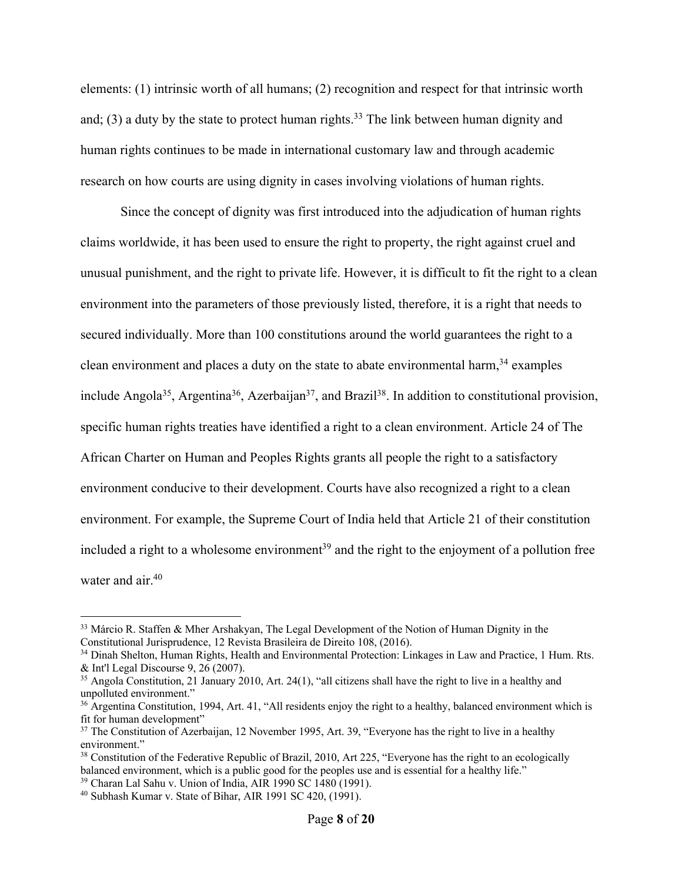elements: (1) intrinsic worth of all humans; (2) recognition and respect for that intrinsic worth and; (3) a duty by the state to protect human rights.[33] The link between human dignity and human rights continues to be made in international customary law and through academic research on how courts are using dignity in cases involving violations of human rights.

Since the concept of dignity was first introduced into the adjudication of human rights claims worldwide, it has been used to ensure the right to property, the right against cruel and unusual punishment, and the right to private life. However, it is difficult to fit the right to a clean environment into the parameters of those previously listed, therefore, it is a right that needs to secured individually. More than 100 constitutions around the world guarantees the right to a clean environment and places a duty on the state to abate environmental harm,[34] examples include Angola[35], Argentina[36], Azerbaijan[37], and Brazil[38]. In addition to constitutional provision, specific human rights treaties have identified a right to a clean environment. Article 24 of The African Charter on Human and Peoples Rights grants all people the right to a satisfactory environment conducive to their development. Courts have also recognized a right to a clean environment. For example, the Supreme Court of India held that Article 21 of their constitution included a right to a wholesome environment[39] and the right to the enjoyment of a pollution free water and air.[40]

---

[33] Márcio R. Staffen & Mher Arshakyan, The Legal Development of the Notion of Human Dignity in the Constitutional Jurisprudence, 12 Revista Brasileira de Direito 108, (2016).

[34] Dinah Shelton, Human Rights, Health and Environmental Protection: Linkages in Law and Practice, 1 Hum. Rts. & Int'l Legal Discourse 9, 26 (2007).

[35] Angola Constitution, 21 January 2010, Art. 24(1), "all citizens shall have the right to live in a healthy and unpolluted environment."

[36] Argentina Constitution, 1994, Art. 41, "All residents enjoy the right to a healthy, balanced environment which is fit for human development"

[37] The Constitution of Azerbaijan, 12 November 1995, Art. 39, "Everyone has the right to live in a healthy environment."

[38] Constitution of the Federative Republic of Brazil, 2010, Art 225, "Everyone has the right to an ecologically balanced environment, which is a public good for the peoples use and is essential for a healthy life."

[39] Charan Lal Sahu v. Union of India, AIR 1990 SC 1480 (1991).

[40] Subhash Kumar v. State of Bihar, AIR 1991 SC 420, (1991).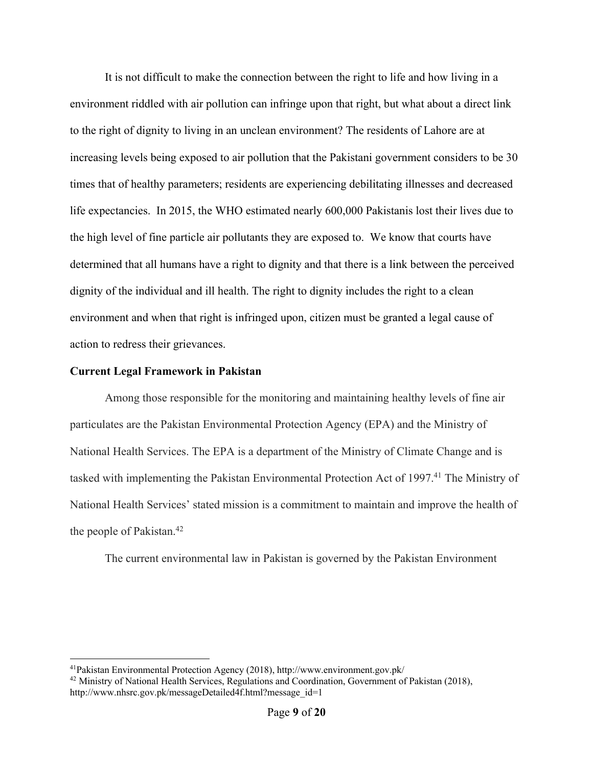It is not difficult to make the connection between the right to life and how living in a environment riddled with air pollution can infringe upon that right, but what about a direct link to the right of dignity to living in an unclean environment? The residents of Lahore are at increasing levels being exposed to air pollution that the Pakistani government considers to be 30 times that of healthy parameters; residents are experiencing debilitating illnesses and decreased life expectancies. In 2015, the WHO estimated nearly 600,000 Pakistanis lost their lives due to the high level of fine particle air pollutants they are exposed to. We know that courts have determined that all humans have a right to dignity and that there is a link between the perceived dignity of the individual and ill health. The right to dignity includes the right to a clean environment and when that right is infringed upon, citizen must be granted a legal cause of action to redress their grievances.

**Current Legal Framework in Pakistan**

Among those responsible for the monitoring and maintaining healthy levels of fine air particulates are the Pakistan Environmental Protection Agency (EPA) and the Ministry of National Health Services. The EPA is a department of the Ministry of Climate Change and is tasked with implementing the Pakistan Environmental Protection Act of 1997.[41] The Ministry of National Health Services' stated mission is a commitment to maintain and improve the health of the people of Pakistan.[42]

The current environmental law in Pakistan is governed by the Pakistan Environment

---

[41] Pakistan Environmental Protection Agency (2018), http://www.environment.gov.pk/

[42] Ministry of National Health Services, Regulations and Coordination, Government of Pakistan (2018), http://www.nhsrc.gov.pk/messageDetailed4f.html?message_id=1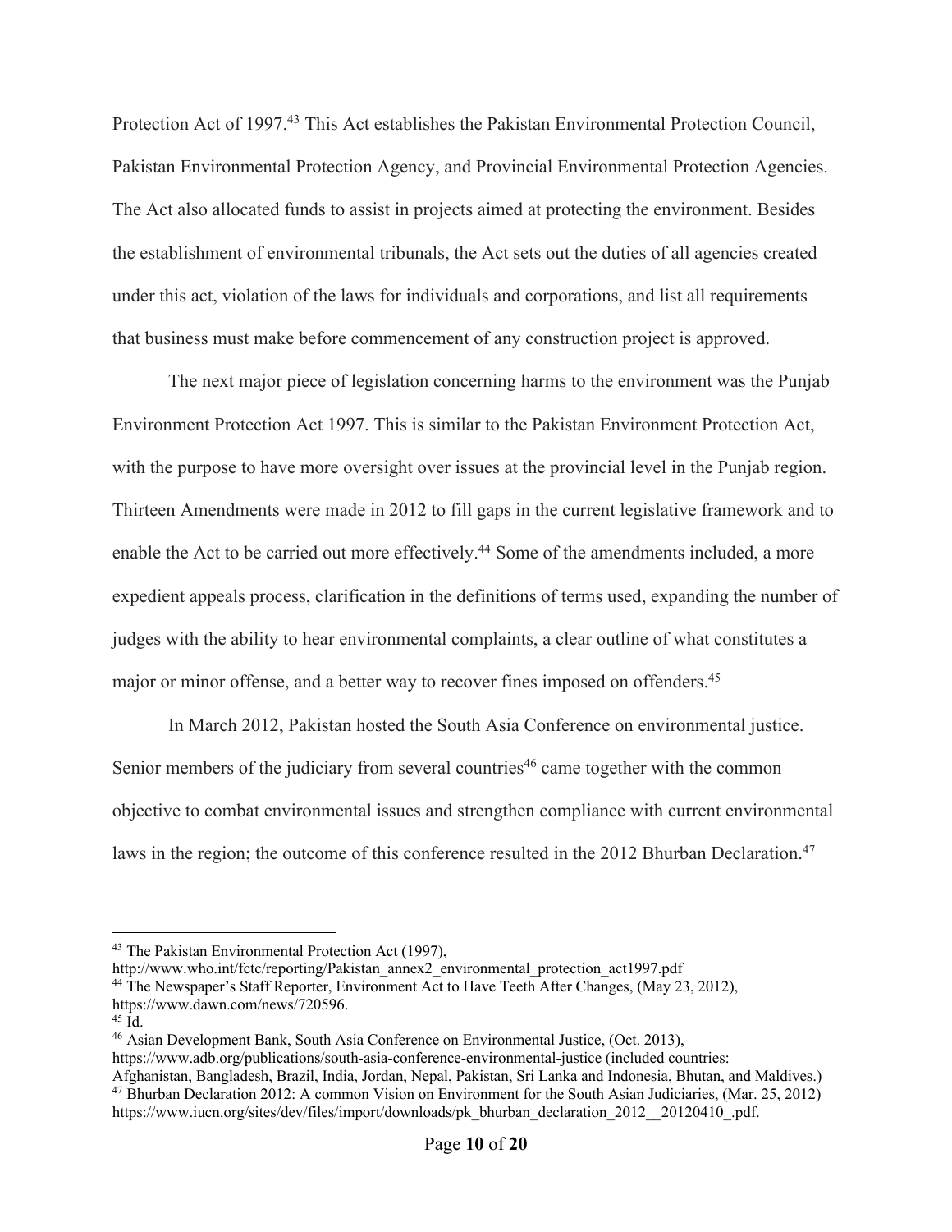Protection Act of 1997.[43] This Act establishes the Pakistan Environmental Protection Council, Pakistan Environmental Protection Agency, and Provincial Environmental Protection Agencies. The Act also allocated funds to assist in projects aimed at protecting the environment. Besides the establishment of environmental tribunals, the Act sets out the duties of all agencies created under this act, violation of the laws for individuals and corporations, and list all requirements that business must make before commencement of any construction project is approved.

The next major piece of legislation concerning harms to the environment was the Punjab Environment Protection Act 1997. This is similar to the Pakistan Environment Protection Act, with the purpose to have more oversight over issues at the provincial level in the Punjab region. Thirteen Amendments were made in 2012 to fill gaps in the current legislative framework and to enable the Act to be carried out more effectively.[44] Some of the amendments included, a more expedient appeals process, clarification in the definitions of terms used, expanding the number of judges with the ability to hear environmental complaints, a clear outline of what constitutes a major or minor offense, and a better way to recover fines imposed on offenders.[45]

In March 2012, Pakistan hosted the South Asia Conference on environmental justice. Senior members of the judiciary from several countries[46] came together with the common objective to combat environmental issues and strengthen compliance with current environmental laws in the region; the outcome of this conference resulted in the 2012 Bhurban Declaration.[47]

---

[43] The Pakistan Environmental Protection Act (1997), http://www.who.int/fctc/reporting/Pakistan_annex2_environmental_protection_act1997.pdf

[44] The Newspaper's Staff Reporter, Environment Act to Have Teeth After Changes, (May 23, 2012), https://www.dawn.com/news/720596.

[45] Id.

[46] Asian Development Bank, South Asia Conference on Environmental Justice, (Oct. 2013), https://www.adb.org/publications/south-asia-conference-environmental-justice (included countries: Afghanistan, Bangladesh, Brazil, India, Jordan, Nepal, Pakistan, Sri Lanka and Indonesia, Bhutan, and Maldives.)

[47] Bhurban Declaration 2012: A common Vision on Environment for the South Asian Judiciaries, (Mar. 25, 2012) https://www.iucn.org/sites/dev/files/import/downloads/pk_bhurban_declaration_2012__20120410_.pdf.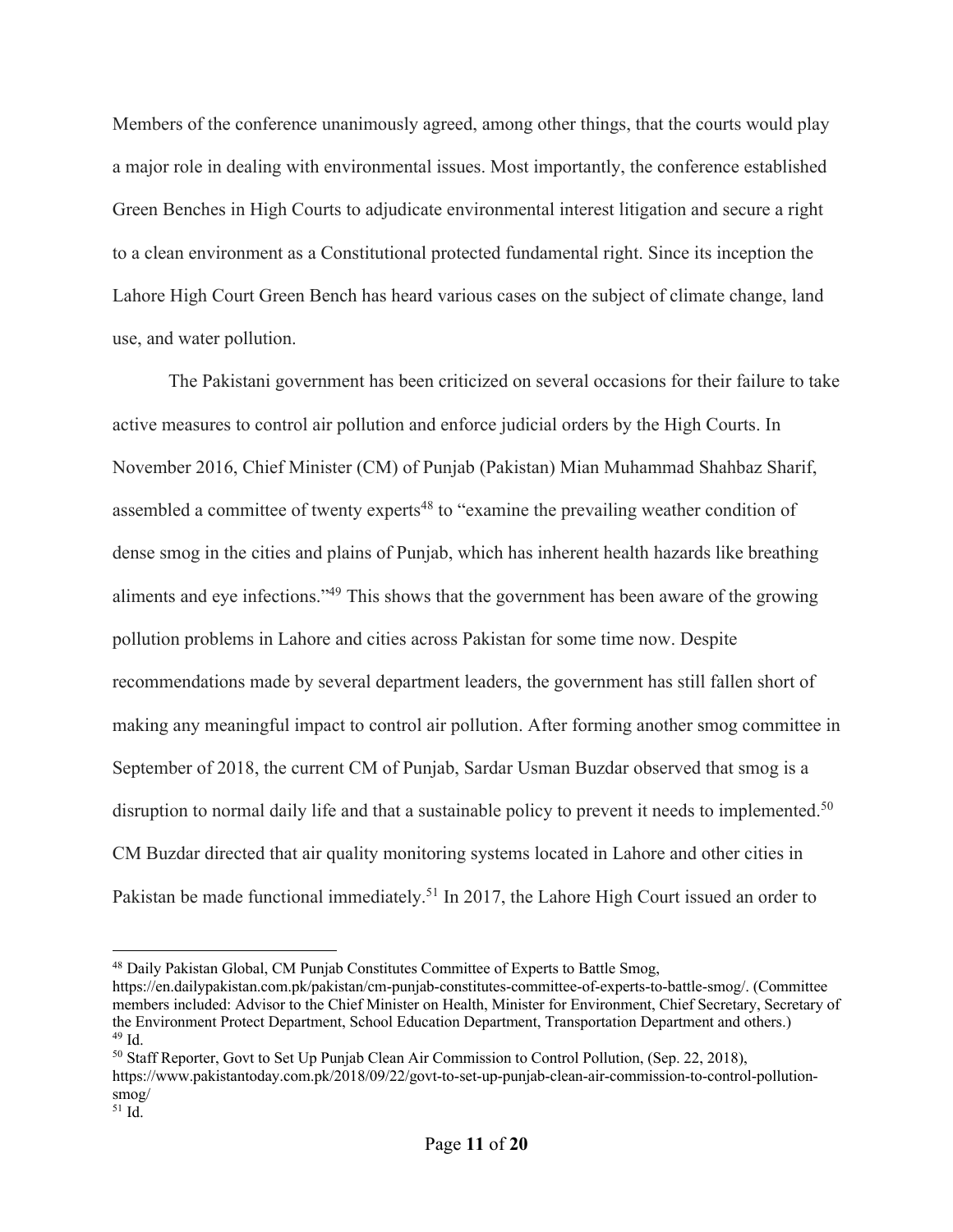Members of the conference unanimously agreed, among other things, that the courts would play a major role in dealing with environmental issues. Most importantly, the conference established Green Benches in High Courts to adjudicate environmental interest litigation and secure a right to a clean environment as a Constitutional protected fundamental right. Since its inception the Lahore High Court Green Bench has heard various cases on the subject of climate change, land use, and water pollution.

The Pakistani government has been criticized on several occasions for their failure to take active measures to control air pollution and enforce judicial orders by the High Courts. In November 2016, Chief Minister (CM) of Punjab (Pakistan) Mian Muhammad Shahbaz Sharif, assembled a committee of twenty experts[48] to "examine the prevailing weather condition of dense smog in the cities and plains of Punjab, which has inherent health hazards like breathing aliments and eye infections."[49] This shows that the government has been aware of the growing pollution problems in Lahore and cities across Pakistan for some time now. Despite recommendations made by several department leaders, the government has still fallen short of making any meaningful impact to control air pollution. After forming another smog committee in September of 2018, the current CM of Punjab, Sardar Usman Buzdar observed that smog is a disruption to normal daily life and that a sustainable policy to prevent it needs to implemented.[50] CM Buzdar directed that air quality monitoring systems located in Lahore and other cities in Pakistan be made functional immediately.[51] In 2017, the Lahore High Court issued an order to

---

[48] Daily Pakistan Global, CM Punjab Constitutes Committee of Experts to Battle Smog, https://en.dailypakistan.com.pk/pakistan/cm-punjab-constitutes-committee-of-experts-to-battle-smog/. (Committee members included: Advisor to the Chief Minister on Health, Minister for Environment, Chief Secretary, Secretary of the Environment Protect Department, School Education Department, Transportation Department and others.)

[49] Id.

[50] Staff Reporter, Govt to Set Up Punjab Clean Air Commission to Control Pollution, (Sep. 22, 2018), https://www.pakistantoday.com.pk/2018/09/22/govt-to-set-up-punjab-clean-air-commission-to-control-pollution-smog/

[51] Id.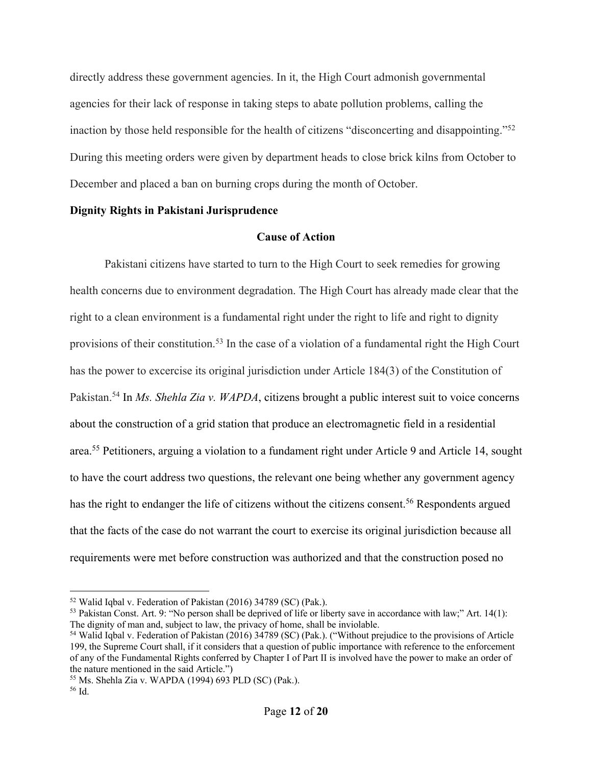directly address these government agencies. In it, the High Court admonish governmental agencies for their lack of response in taking steps to abate pollution problems, calling the inaction by those held responsible for the health of citizens "disconcerting and disappointing."[52] During this meeting orders were given by department heads to close brick kilns from October to December and placed a ban on burning crops during the month of October.

**Dignity Rights in Pakistani Jurisprudence**

**Cause of Action**

Pakistani citizens have started to turn to the High Court to seek remedies for growing health concerns due to environment degradation. The High Court has already made clear that the right to a clean environment is a fundamental right under the right to life and right to dignity provisions of their constitution.[53] In the case of a violation of a fundamental right the High Court has the power to excercise its original jurisdiction under Article 184(3) of the Constitution of Pakistan.[54] In *Ms. Shehla Zia v. WAPDA*, citizens brought a public interest suit to voice concerns about the construction of a grid station that produce an electromagnetic field in a residential area.[55] Petitioners, arguing a violation to a fundament right under Article 9 and Article 14, sought to have the court address two questions, the relevant one being whether any government agency has the right to endanger the life of citizens without the citizens consent.[56] Respondents argued that the facts of the case do not warrant the court to exercise its original jurisdiction because all requirements were met before construction was authorized and that the construction posed no

---

[52] Walid Iqbal v. Federation of Pakistan (2016) 34789 (SC) (Pak.).

[53] Pakistan Const. Art. 9: "No person shall be deprived of life or liberty save in accordance with law;" Art. 14(1): The dignity of man and, subject to law, the privacy of home, shall be inviolable.

[54] Walid Iqbal v. Federation of Pakistan (2016) 34789 (SC) (Pak.). ("Without prejudice to the provisions of Article 199, the Supreme Court shall, if it considers that a question of public importance with reference to the enforcement of any of the Fundamental Rights conferred by Chapter I of Part II is involved have the power to make an order of the nature mentioned in the said Article.")

[55] Ms. Shehla Zia v. WAPDA (1994) 693 PLD (SC) (Pak.).

[56] Id.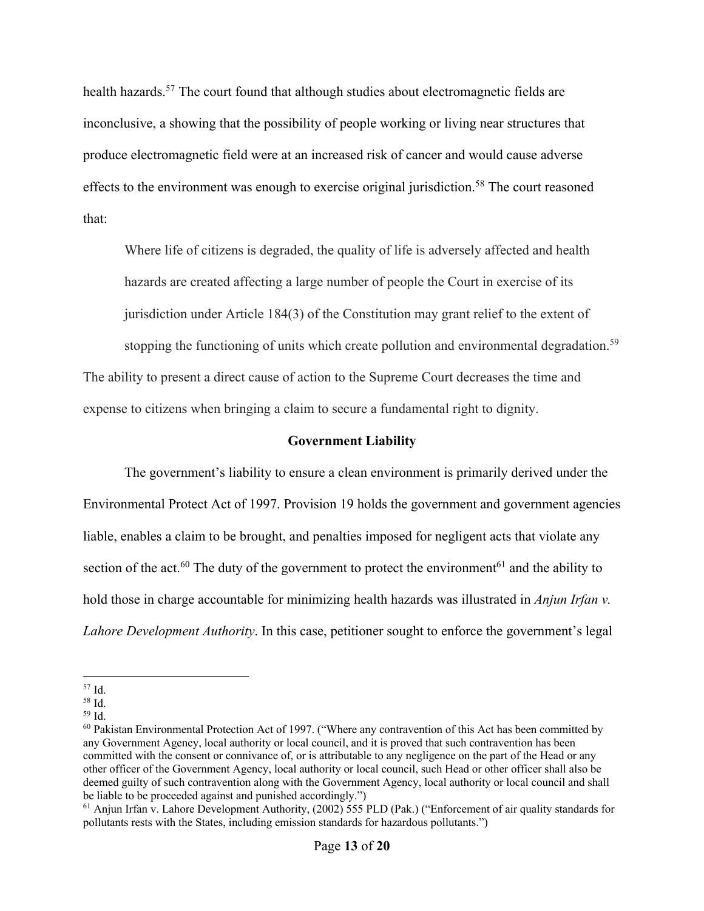health hazards.[57] The court found that although studies about electromagnetic fields are inconclusive, a showing that the possibility of people working or living near structures that produce electromagnetic field were at an increased risk of cancer and would cause adverse effects to the environment was enough to exercise original jurisdiction.[58] The court reasoned that:

> Where life of citizens is degraded, the quality of life is adversely affected and health hazards are created affecting a large number of people the Court in exercise of its jurisdiction under Article 184(3) of the Constitution may grant relief to the extent of stopping the functioning of units which create pollution and environmental degradation.[59]

The ability to present a direct cause of action to the Supreme Court decreases the time and expense to citizens when bringing a claim to secure a fundamental right to dignity.

**Government Liability**

The government's liability to ensure a clean environment is primarily derived under the Environmental Protect Act of 1997. Provision 19 holds the government and government agencies liable, enables a claim to be brought, and penalties imposed for negligent acts that violate any section of the act.[60] The duty of the government to protect the environment[61] and the ability to hold those in charge accountable for minimizing health hazards was illustrated in *Anjun Irfan v. Lahore Development Authority*. In this case, petitioner sought to enforce the government's legal

---

[57] Id.

[58] Id.

[59] Id.

[60] Pakistan Environmental Protection Act of 1997. ("Where any contravention of this Act has been committed by any Government Agency, local authority or local council, and it is proved that such contravention has been committed with the consent or connivance of, or is attributable to any negligence on the part of the Head or any other officer of the Government Agency, local authority or local council, such Head or other officer shall also be deemed guilty of such contravention along with the Government Agency, local authority or local council and shall be liable to be proceeded against and punished accordingly.")

[61] Anjun Irfan v. Lahore Development Authority, (2002) 555 PLD (Pak.) ("Enforcement of air quality standards for pollutants rests with the States, including emission standards for hazardous pollutants.")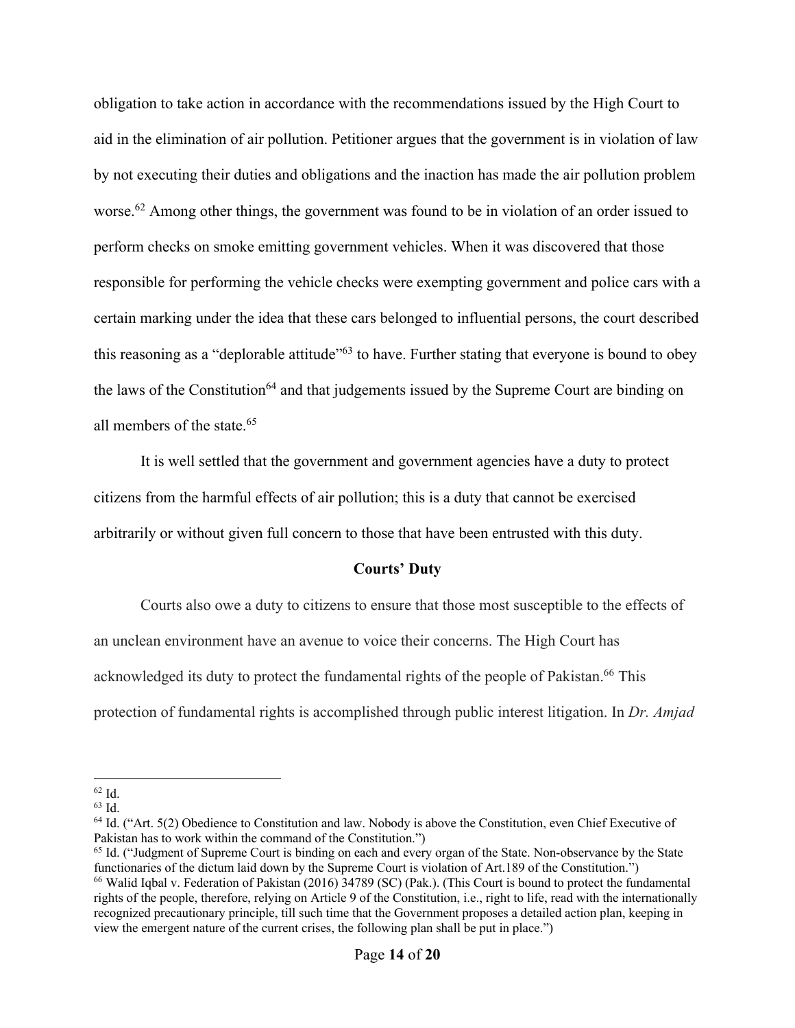obligation to take action in accordance with the recommendations issued by the High Court to aid in the elimination of air pollution. Petitioner argues that the government is in violation of law by not executing their duties and obligations and the inaction has made the air pollution problem worse.[62] Among other things, the government was found to be in violation of an order issued to perform checks on smoke emitting government vehicles. When it was discovered that those responsible for performing the vehicle checks were exempting government and police cars with a certain marking under the idea that these cars belonged to influential persons, the court described this reasoning as a "deplorable attitude"[63] to have. Further stating that everyone is bound to obey the laws of the Constitution[64] and that judgements issued by the Supreme Court are binding on all members of the state.[65]

It is well settled that the government and government agencies have a duty to protect citizens from the harmful effects of air pollution; this is a duty that cannot be exercised arbitrarily or without given full concern to those that have been entrusted with this duty.

**Courts' Duty**

Courts also owe a duty to citizens to ensure that those most susceptible to the effects of an unclean environment have an avenue to voice their concerns. The High Court has acknowledged its duty to protect the fundamental rights of the people of Pakistan.[66] This protection of fundamental rights is accomplished through public interest litigation. In *Dr. Amjad*

---

[62] Id.

[63] Id.

[64] Id. ("Art. 5(2) Obedience to Constitution and law. Nobody is above the Constitution, even Chief Executive of Pakistan has to work within the command of the Constitution.")

[65] Id. ("Judgment of Supreme Court is binding on each and every organ of the State. Non-observance by the State functionaries of the dictum laid down by the Supreme Court is violation of Art.189 of the Constitution.")

[66] Walid Iqbal v. Federation of Pakistan (2016) 34789 (SC) (Pak.). (This Court is bound to protect the fundamental rights of the people, therefore, relying on Article 9 of the Constitution, i.e., right to life, read with the internationally recognized precautionary principle, till such time that the Government proposes a detailed action plan, keeping in view the emergent nature of the current crises, the following plan shall be put in place.")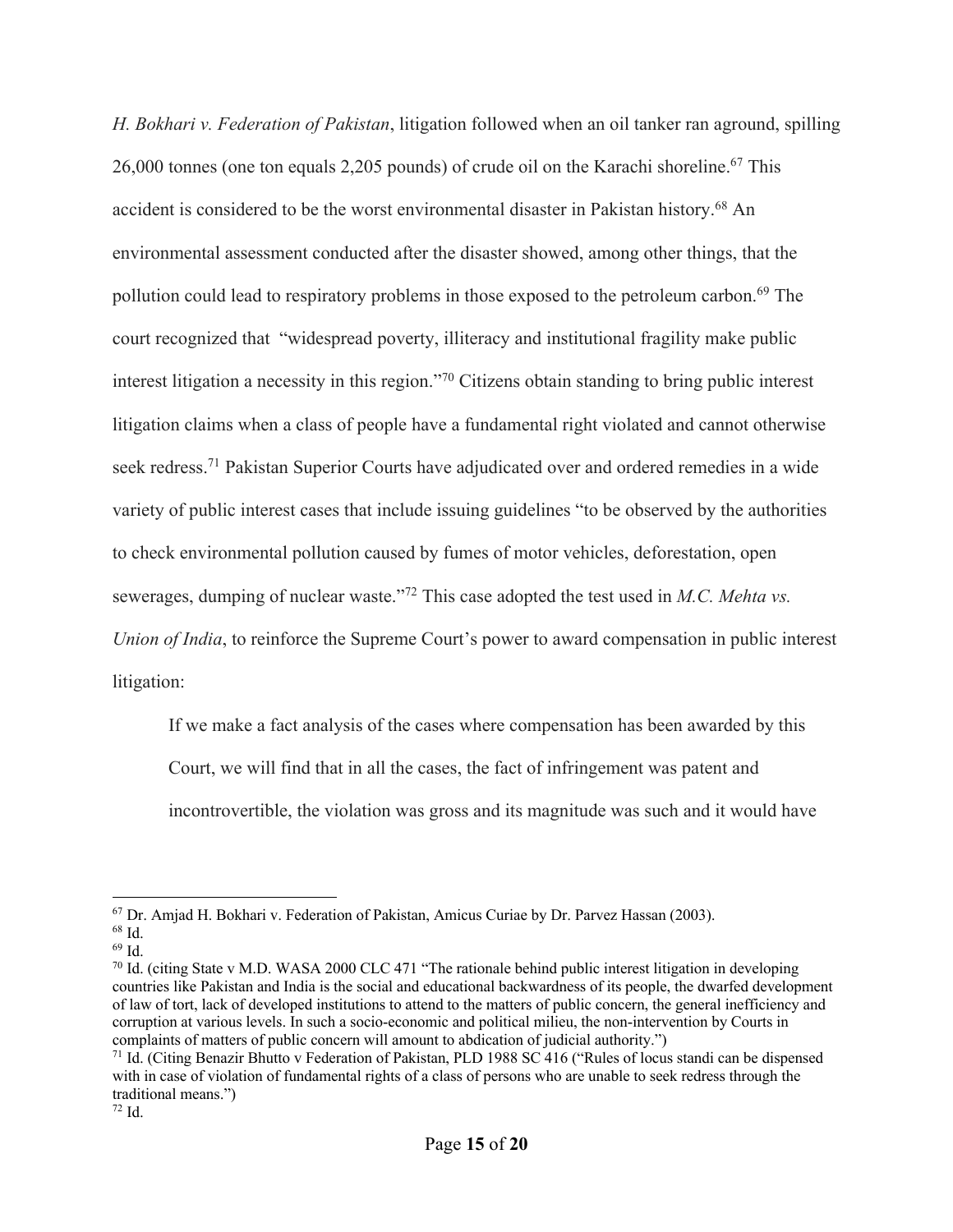*H. Bokhari v. Federation of Pakistan*, litigation followed when an oil tanker ran aground, spilling 26,000 tonnes (one ton equals 2,205 pounds) of crude oil on the Karachi shoreline.[67] This accident is considered to be the worst environmental disaster in Pakistan history.[68] An environmental assessment conducted after the disaster showed, among other things, that the pollution could lead to respiratory problems in those exposed to the petroleum carbon.[69] The court recognized that "widespread poverty, illiteracy and institutional fragility make public interest litigation a necessity in this region."[70] Citizens obtain standing to bring public interest litigation claims when a class of people have a fundamental right violated and cannot otherwise seek redress.[71] Pakistan Superior Courts have adjudicated over and ordered remedies in a wide variety of public interest cases that include issuing guidelines "to be observed by the authorities to check environmental pollution caused by fumes of motor vehicles, deforestation, open sewerages, dumping of nuclear waste."[72] This case adopted the test used in *M.C. Mehta vs. Union of India*, to reinforce the Supreme Court's power to award compensation in public interest litigation:

> If we make a fact analysis of the cases where compensation has been awarded by this Court, we will find that in all the cases, the fact of infringement was patent and incontrovertible, the violation was gross and its magnitude was such and it would have

---

[67] Dr. Amjad H. Bokhari v. Federation of Pakistan, Amicus Curiae by Dr. Parvez Hassan (2003).

[68] Id.

[69] Id.

[70] Id. (citing State v M.D. WASA 2000 CLC 471 "The rationale behind public interest litigation in developing countries like Pakistan and India is the social and educational backwardness of its people, the dwarfed development of law of tort, lack of developed institutions to attend to the matters of public concern, the general inefficiency and corruption at various levels. In such a socio-economic and political milieu, the non-intervention by Courts in complaints of matters of public concern will amount to abdication of judicial authority.")

[71] Id. (Citing Benazir Bhutto v Federation of Pakistan, PLD 1988 SC 416 ("Rules of locus standi can be dispensed with in case of violation of fundamental rights of a class of persons who are unable to seek redress through the traditional means.")

[72] Id.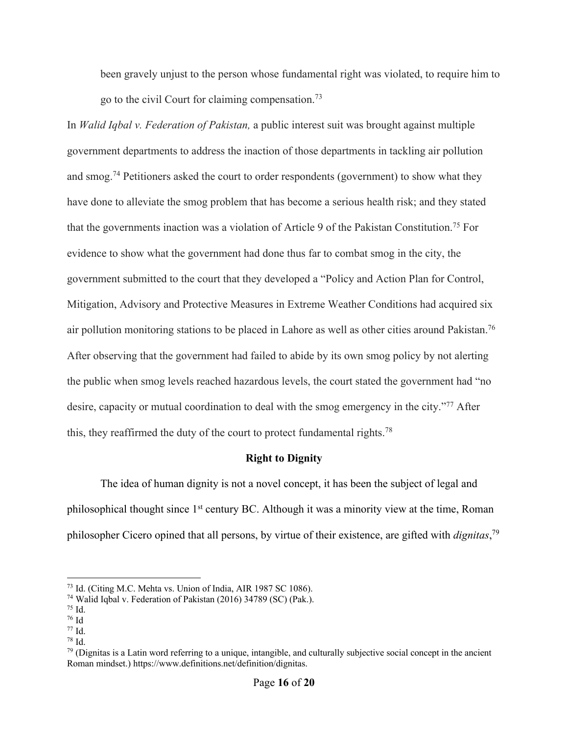been gravely unjust to the person whose fundamental right was violated, to require him to go to the civil Court for claiming compensation.[73]

In *Walid Iqbal v. Federation of Pakistan,* a public interest suit was brought against multiple government departments to address the inaction of those departments in tackling air pollution and smog.[74] Petitioners asked the court to order respondents (government) to show what they have done to alleviate the smog problem that has become a serious health risk; and they stated that the governments inaction was a violation of Article 9 of the Pakistan Constitution.[75] For evidence to show what the government had done thus far to combat smog in the city, the government submitted to the court that they developed a "Policy and Action Plan for Control, Mitigation, Advisory and Protective Measures in Extreme Weather Conditions had acquired six air pollution monitoring stations to be placed in Lahore as well as other cities around Pakistan.[76] After observing that the government had failed to abide by its own smog policy by not alerting the public when smog levels reached hazardous levels, the court stated the government had "no desire, capacity or mutual coordination to deal with the smog emergency in the city."[77] After this, they reaffirmed the duty of the court to protect fundamental rights.[78]

**Right to Dignity**

The idea of human dignity is not a novel concept, it has been the subject of legal and philosophical thought since 1st century BC. Although it was a minority view at the time, Roman philosopher Cicero opined that all persons, by virtue of their existence, are gifted with *dignitas*,[79]

---

[73] Id. (Citing M.C. Mehta vs. Union of India, AIR 1987 SC 1086).

[74] Walid Iqbal v. Federation of Pakistan (2016) 34789 (SC) (Pak.).

[75] Id.

[76] Id

[77] Id.

[78] Id.

[79] (Dignitas is a Latin word referring to a unique, intangible, and culturally subjective social concept in the ancient Roman mindset.) https://www.definitions.net/definition/dignitas.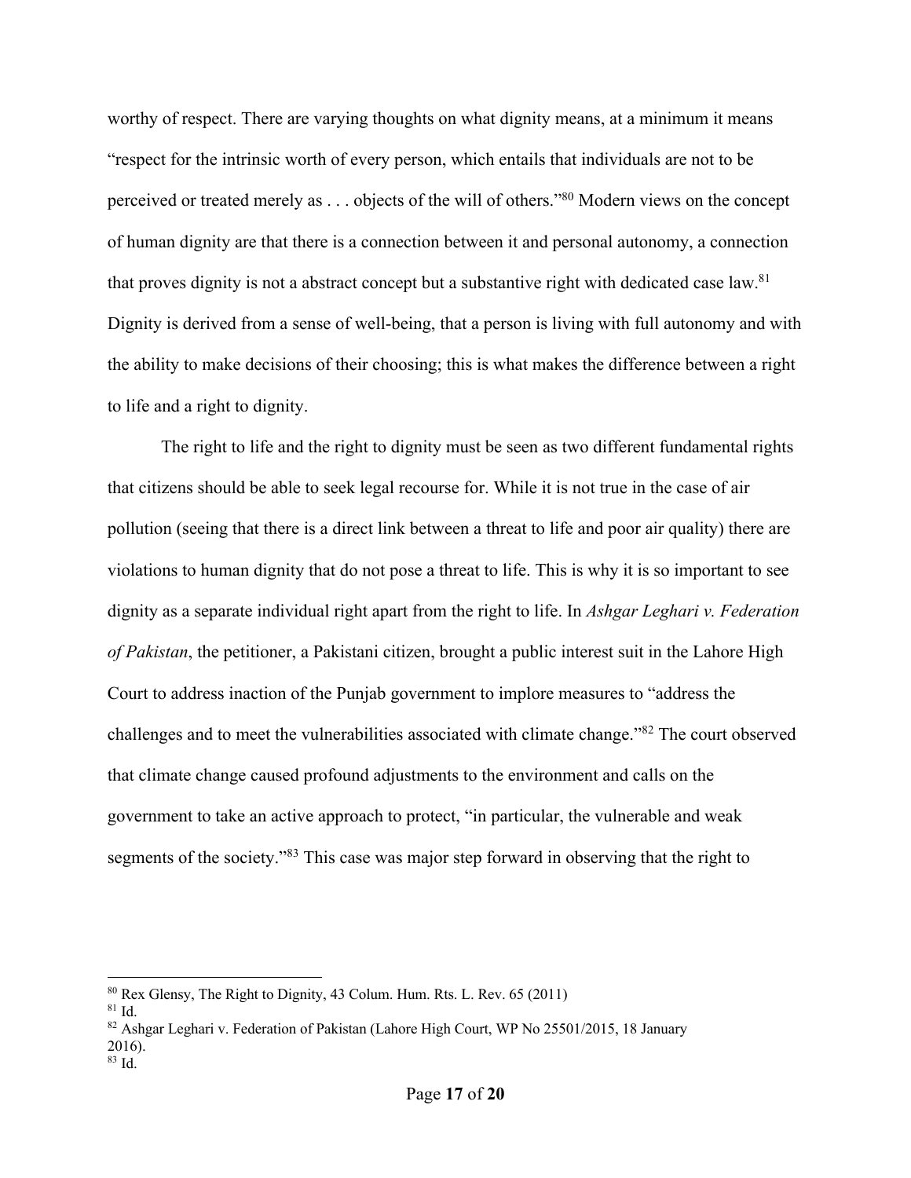worthy of respect. There are varying thoughts on what dignity means, at a minimum it means "respect for the intrinsic worth of every person, which entails that individuals are not to be perceived or treated merely as . . . objects of the will of others."[80] Modern views on the concept of human dignity are that there is a connection between it and personal autonomy, a connection that proves dignity is not a abstract concept but a substantive right with dedicated case law.[81] Dignity is derived from a sense of well-being, that a person is living with full autonomy and with the ability to make decisions of their choosing; this is what makes the difference between a right to life and a right to dignity.

The right to life and the right to dignity must be seen as two different fundamental rights that citizens should be able to seek legal recourse for. While it is not true in the case of air pollution (seeing that there is a direct link between a threat to life and poor air quality) there are violations to human dignity that do not pose a threat to life. This is why it is so important to see dignity as a separate individual right apart from the right to life. In *Ashgar Leghari v. Federation of Pakistan*, the petitioner, a Pakistani citizen, brought a public interest suit in the Lahore High Court to address inaction of the Punjab government to implore measures to "address the challenges and to meet the vulnerabilities associated with climate change."[82] The court observed that climate change caused profound adjustments to the environment and calls on the government to take an active approach to protect, "in particular, the vulnerable and weak segments of the society."[83] This case was major step forward in observing that the right to

---

[80] Rex Glensy, The Right to Dignity, 43 Colum. Hum. Rts. L. Rev. 65 (2011)

[81] Id.

[82] Ashgar Leghari v. Federation of Pakistan (Lahore High Court, WP No 25501/2015, 18 January 2016).

[83] Id.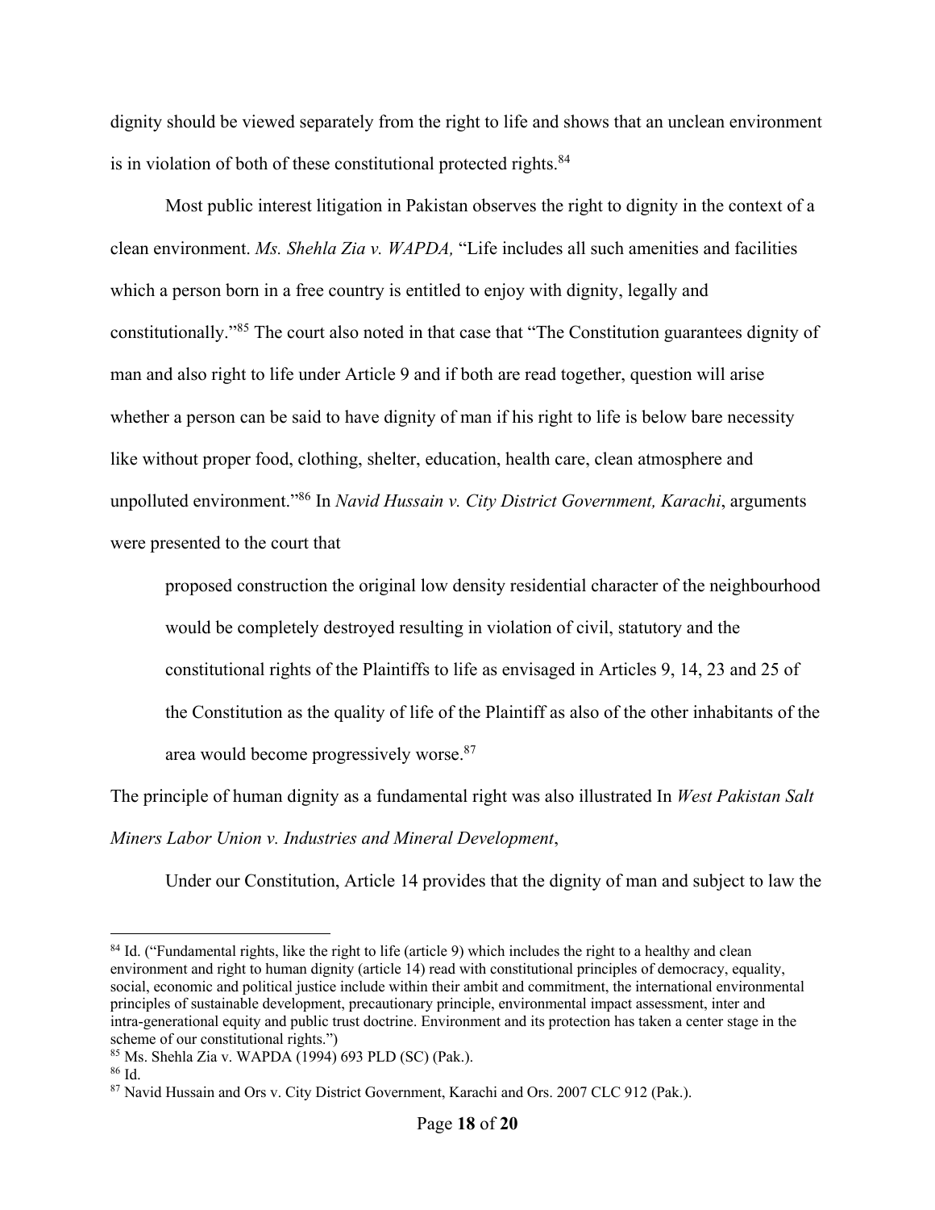dignity should be viewed separately from the right to life and shows that an unclean environment is in violation of both of these constitutional protected rights.[84]

Most public interest litigation in Pakistan observes the right to dignity in the context of a clean environment. *Ms. Shehla Zia v. WAPDA,* "Life includes all such amenities and facilities which a person born in a free country is entitled to enjoy with dignity, legally and constitutionally."[85] The court also noted in that case that "The Constitution guarantees dignity of man and also right to life under Article 9 and if both are read together, question will arise whether a person can be said to have dignity of man if his right to life is below bare necessity like without proper food, clothing, shelter, education, health care, clean atmosphere and unpolluted environment."[86] In *Navid Hussain v. City District Government, Karachi*, arguments were presented to the court that

> proposed construction the original low density residential character of the neighbourhood would be completely destroyed resulting in violation of civil, statutory and the constitutional rights of the Plaintiffs to life as envisaged in Articles 9, 14, 23 and 25 of the Constitution as the quality of life of the Plaintiff as also of the other inhabitants of the area would become progressively worse.[87]

The principle of human dignity as a fundamental right was also illustrated In *West Pakistan Salt Miners Labor Union v. Industries and Mineral Development*,

> Under our Constitution, Article 14 provides that the dignity of man and subject to law the

---

[84] Id. ("Fundamental rights, like the right to life (article 9) which includes the right to a healthy and clean environment and right to human dignity (article 14) read with constitutional principles of democracy, equality, social, economic and political justice include within their ambit and commitment, the international environmental principles of sustainable development, precautionary principle, environmental impact assessment, inter and intra-generational equity and public trust doctrine. Environment and its protection has taken a center stage in the scheme of our constitutional rights.")

[85] Ms. Shehla Zia v. WAPDA (1994) 693 PLD (SC) (Pak.).

[86] Id.

[87] Navid Hussain and Ors v. City District Government, Karachi and Ors. 2007 CLC 912 (Pak.).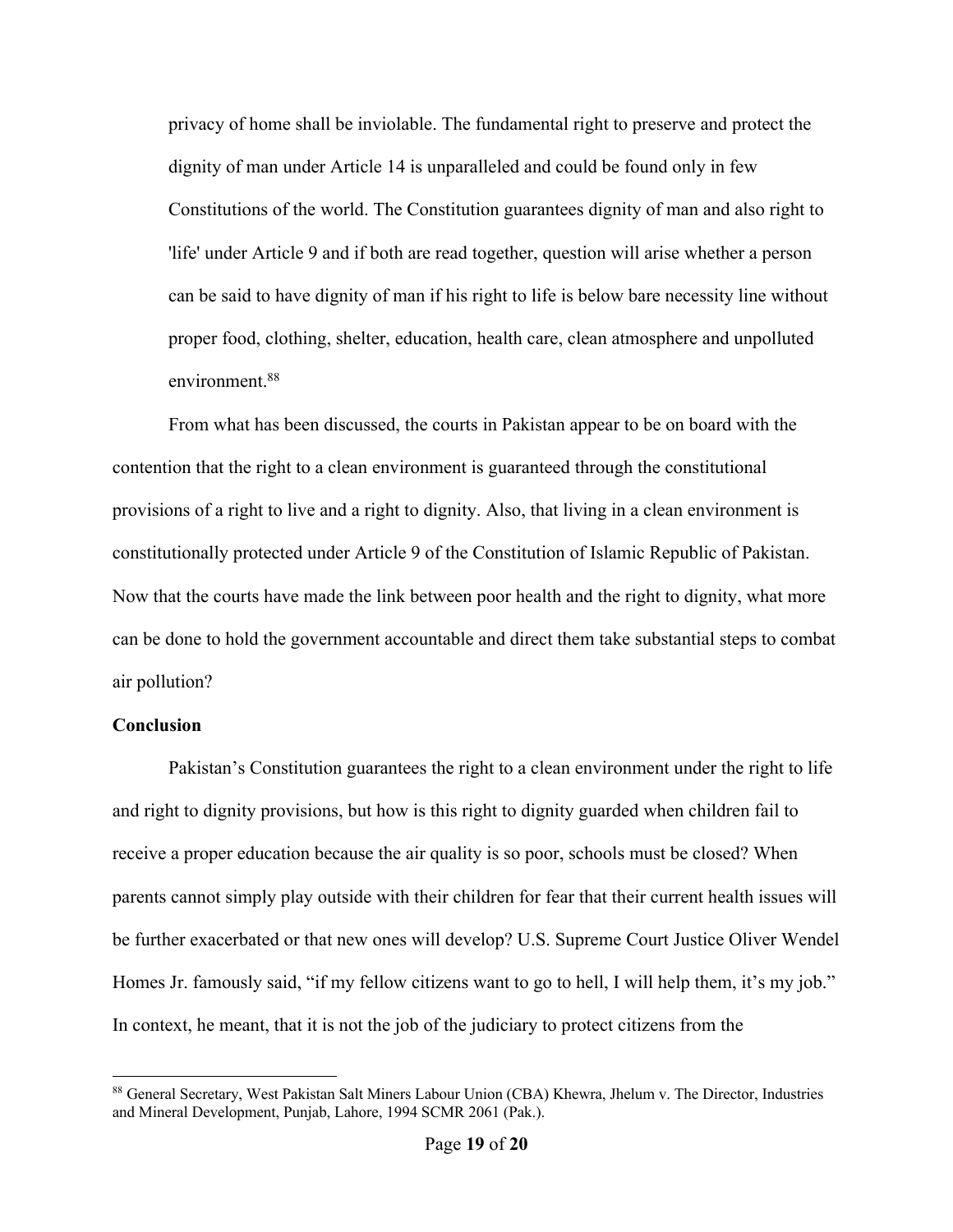> privacy of home shall be inviolable. The fundamental right to preserve and protect the dignity of man under Article 14 is unparalleled and could be found only in few Constitutions of the world. The Constitution guarantees dignity of man and also right to 'life' under Article 9 and if both are read together, question will arise whether a person can be said to have dignity of man if his right to life is below bare necessity line without proper food, clothing, shelter, education, health care, clean atmosphere and unpolluted environment.[88]

From what has been discussed, the courts in Pakistan appear to be on board with the contention that the right to a clean environment is guaranteed through the constitutional provisions of a right to live and a right to dignity. Also, that living in a clean environment is constitutionally protected under Article 9 of the Constitution of Islamic Republic of Pakistan. Now that the courts have made the link between poor health and the right to dignity, what more can be done to hold the government accountable and direct them take substantial steps to combat air pollution?

**Conclusion**

Pakistan's Constitution guarantees the right to a clean environment under the right to life and right to dignity provisions, but how is this right to dignity guarded when children fail to receive a proper education because the air quality is so poor, schools must be closed? When parents cannot simply play outside with their children for fear that their current health issues will be further exacerbated or that new ones will develop? U.S. Supreme Court Justice Oliver Wendel Homes Jr. famously said, "if my fellow citizens want to go to hell, I will help them, it's my job." In context, he meant, that it is not the job of the judiciary to protect citizens from the

---

[88] General Secretary, West Pakistan Salt Miners Labour Union (CBA) Khewra, Jhelum v. The Director, Industries and Mineral Development, Punjab, Lahore, 1994 SCMR 2061 (Pak.).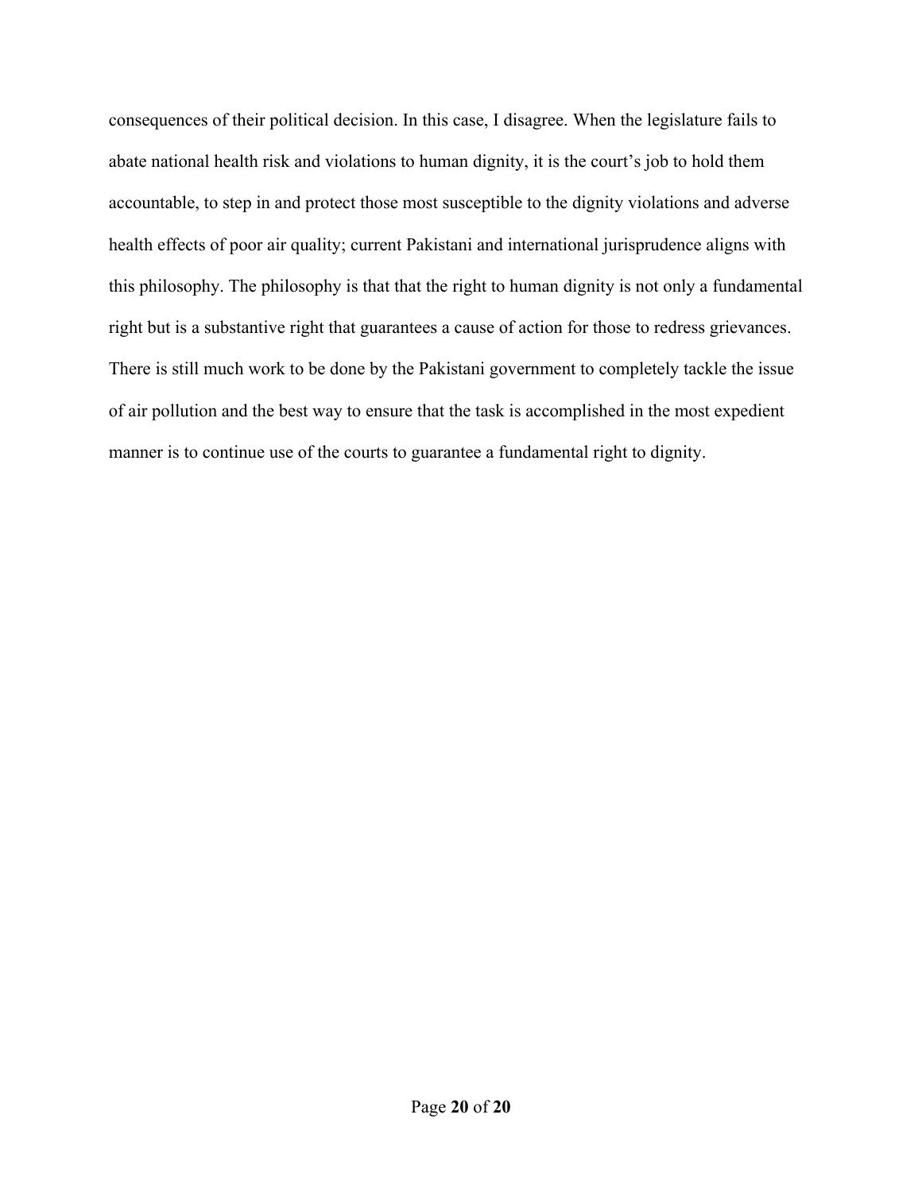consequences of their political decision. In this case, I disagree. When the legislature fails to abate national health risk and violations to human dignity, it is the court's job to hold them accountable, to step in and protect those most susceptible to the dignity violations and adverse health effects of poor air quality; current Pakistani and international jurisprudence aligns with this philosophy. The philosophy is that that the right to human dignity is not only a fundamental right but is a substantive right that guarantees a cause of action for those to redress grievances. There is still much work to be done by the Pakistani government to completely tackle the issue of air pollution and the best way to ensure that the task is accomplished in the most expedient manner is to continue use of the courts to guarantee a fundamental right to dignity.